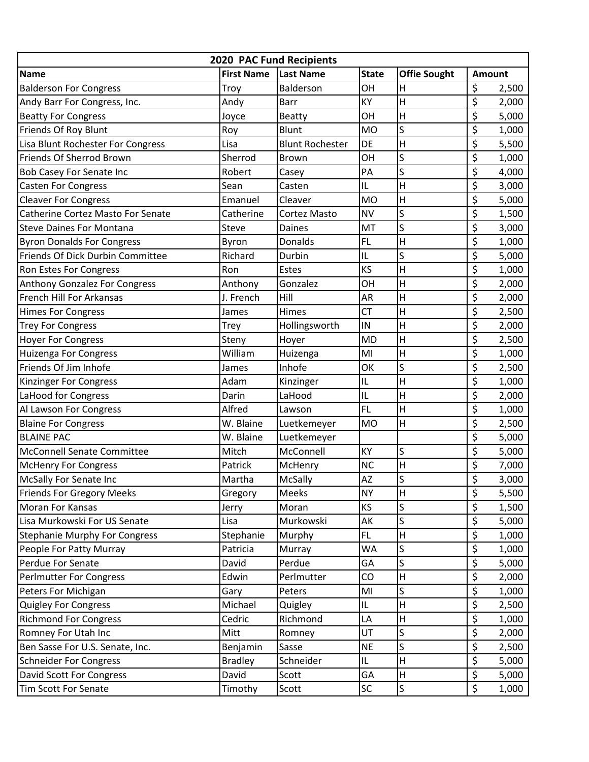| 2020 PAC Fund Recipients | | | | | |
|---|---|---|---|---|---|
| **Name** | **First Name** | **Last Name** | **State** | **Offie Sought** | **Amount** |
| Balderson For Congress | Troy | Balderson | OH | H | $ 2,500 |
| Andy Barr For Congress, Inc. | Andy | Barr | KY | H | $ 2,000 |
| Beatty For Congress | Joyce | Beatty | OH | H | $ 5,000 |
| Friends Of Roy Blunt | Roy | Blunt | MO | S | $ 1,000 |
| Lisa Blunt Rochester For Congress | Lisa | Blunt Rochester | DE | H | $ 5,500 |
| Friends Of Sherrod Brown | Sherrod | Brown | OH | S | $ 1,000 |
| Bob Casey For Senate Inc | Robert | Casey | PA | S | $ 4,000 |
| Casten For Congress | Sean | Casten | IL | H | $ 3,000 |
| Cleaver For Congress | Emanuel | Cleaver | MO | H | $ 5,000 |
| Catherine Cortez Masto For Senate | Catherine | Cortez Masto | NV | S | $ 1,500 |
| Steve Daines For Montana | Steve | Daines | MT | S | $ 3,000 |
| Byron Donalds For Congress | Byron | Donalds | FL | H | $ 1,000 |
| Friends Of Dick Durbin Committee | Richard | Durbin | IL | S | $ 5,000 |
| Ron Estes For Congress | Ron | Estes | KS | H | $ 1,000 |
| Anthony Gonzalez For Congress | Anthony | Gonzalez | OH | H | $ 2,000 |
| French Hill For Arkansas | J. French | Hill | AR | H | $ 2,000 |
| Himes For Congress | James | Himes | CT | H | $ 2,500 |
| Trey For Congress | Trey | Hollingsworth | IN | H | $ 2,000 |
| Hoyer For Congress | Steny | Hoyer | MD | H | $ 2,500 |
| Huizenga For Congress | William | Huizenga | MI | H | $ 1,000 |
| Friends Of Jim Inhofe | James | Inhofe | OK | S | $ 2,500 |
| Kinzinger For Congress | Adam | Kinzinger | IL | H | $ 1,000 |
| LaHood for Congress | Darin | LaHood | IL | H | $ 2,000 |
| Al Lawson For Congress | Alfred | Lawson | FL | H | $ 1,000 |
| Blaine For Congress | W. Blaine | Luetkemeyer | MO | H | $ 2,500 |
| BLAINE PAC | W. Blaine | Luetkemeyer | | | $ 5,000 |
| McConnell Senate Committee | Mitch | McConnell | KY | S | $ 5,000 |
| McHenry For Congress | Patrick | McHenry | NC | H | $ 7,000 |
| McSally For Senate Inc | Martha | McSally | AZ | S | $ 3,000 |
| Friends For Gregory Meeks | Gregory | Meeks | NY | H | $ 5,500 |
| Moran For Kansas | Jerry | Moran | KS | S | $ 1,500 |
| Lisa Murkowski For US Senate | Lisa | Murkowski | AK | S | $ 5,000 |
| Stephanie Murphy For Congress | Stephanie | Murphy | FL | H | $ 1,000 |
| People For Patty Murray | Patricia | Murray | WA | S | $ 1,000 |
| Perdue For Senate | David | Perdue | GA | S | $ 5,000 |
| Perlmutter For Congress | Edwin | Perlmutter | CO | H | $ 2,000 |
| Peters For Michigan | Gary | Peters | MI | S | $ 1,000 |
| Quigley For Congress | Michael | Quigley | IL | H | $ 2,500 |
| Richmond For Congress | Cedric | Richmond | LA | H | $ 1,000 |
| Romney For Utah Inc | Mitt | Romney | UT | S | $ 2,000 |
| Ben Sasse For U.S. Senate, Inc. | Benjamin | Sasse | NE | S | $ 2,500 |
| Schneider For Congress | Bradley | Schneider | IL | H | $ 5,000 |
| David Scott For Congress | David | Scott | GA | H | $ 5,000 |
| Tim Scott For Senate | Timothy | Scott | SC | S | $ 1,000 |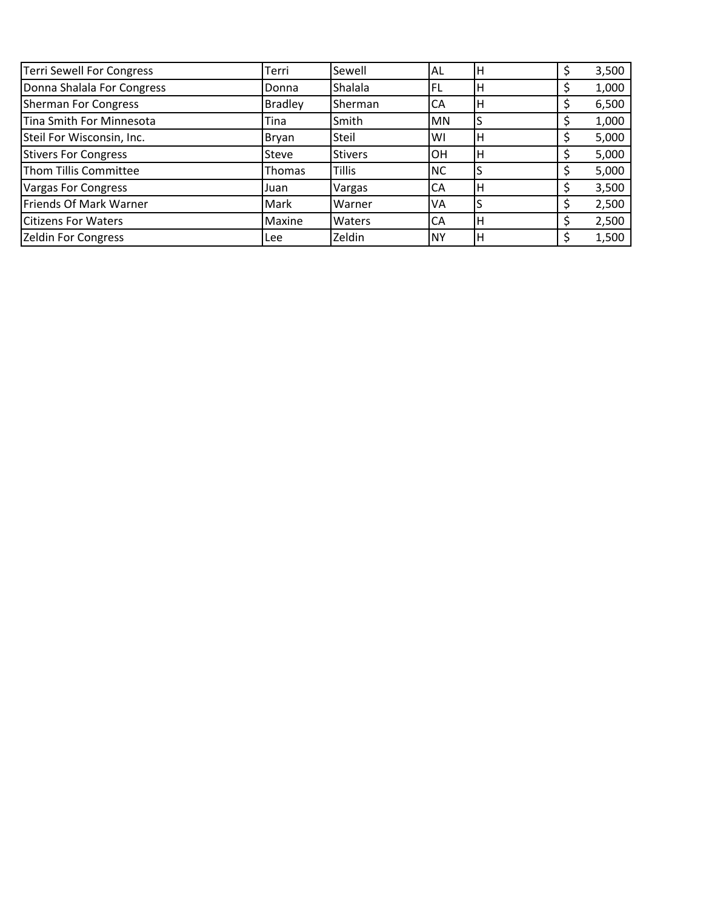| | | | | | |
|---|---|---|---|---|---|
| Terri Sewell For Congress | Terri | Sewell | AL | H | $ 3,500 |
| Donna Shalala For Congress | Donna | Shalala | FL | H | $ 1,000 |
| Sherman For Congress | Bradley | Sherman | CA | H | $ 6,500 |
| Tina Smith For Minnesota | Tina | Smith | MN | S | $ 1,000 |
| Steil For Wisconsin, Inc. | Bryan | Steil | WI | H | $ 5,000 |
| Stivers For Congress | Steve | Stivers | OH | H | $ 5,000 |
| Thom Tillis Committee | Thomas | Tillis | NC | S | $ 5,000 |
| Vargas For Congress | Juan | Vargas | CA | H | $ 3,500 |
| Friends Of Mark Warner | Mark | Warner | VA | S | $ 2,500 |
| Citizens For Waters | Maxine | Waters | CA | H | $ 2,500 |
| Zeldin For Congress | Lee | Zeldin | NY | H | $ 1,500 |